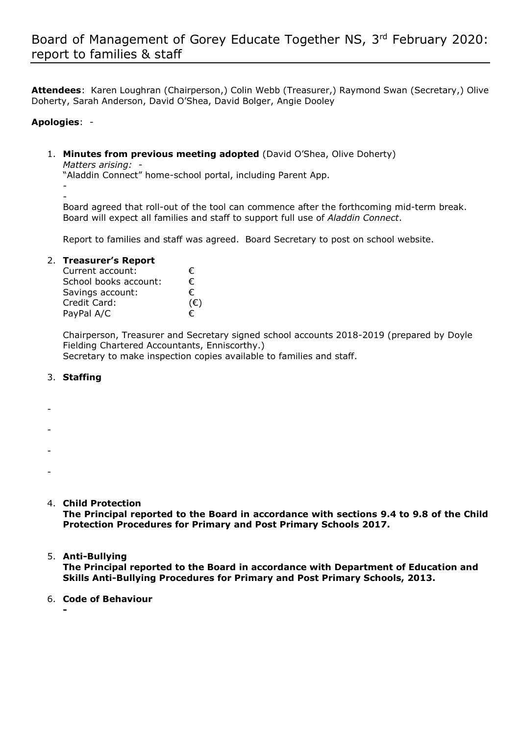# Board of Management of Gorey Educate Together NS, 3rd February 2020: report to families & staff

**Attendees**: Karen Loughran (Chairperson,) Colin Webb (Treasurer,) Raymond Swan (Secretary,) Olive Doherty, Sarah Anderson, David O'Shea, David Bolger, Angie Dooley

**Apologies**: -

1. **Minutes from previous meeting adopted** (David O'Shea, Olive Doherty)
   *Matters arising:* -
   "Aladdin Connect" home-school portal, including Parent App.
   -
   -
   Board agreed that roll-out of the tool can commence after the forthcoming mid-term break. Board will expect all families and staff to support full use of *Aladdin Connect*.

   Report to families and staff was agreed. Board Secretary to post on school website.

2. **Treasurer's Report**

   | | |
   |---|---|
   | Current account: | € |
   | School books account: | € |
   | Savings account: | € |
   | Credit Card: | (€) |
   | PayPal A/C | € |

   Chairperson, Treasurer and Secretary signed school accounts 2018-2019 (prepared by Doyle Fielding Chartered Accountants, Enniscorthy.)
   Secretary to make inspection copies available to families and staff.

3. **Staffing**

-

-

-

-

4. **Child Protection**
   **The Principal reported to the Board in accordance with sections 9.4 to 9.8 of the Child Protection Procedures for Primary and Post Primary Schools 2017.**

5. **Anti-Bullying**
   **The Principal reported to the Board in accordance with Department of Education and Skills Anti-Bullying Procedures for Primary and Post Primary Schools, 2013.**

6. **Code of Behaviour**
   **-**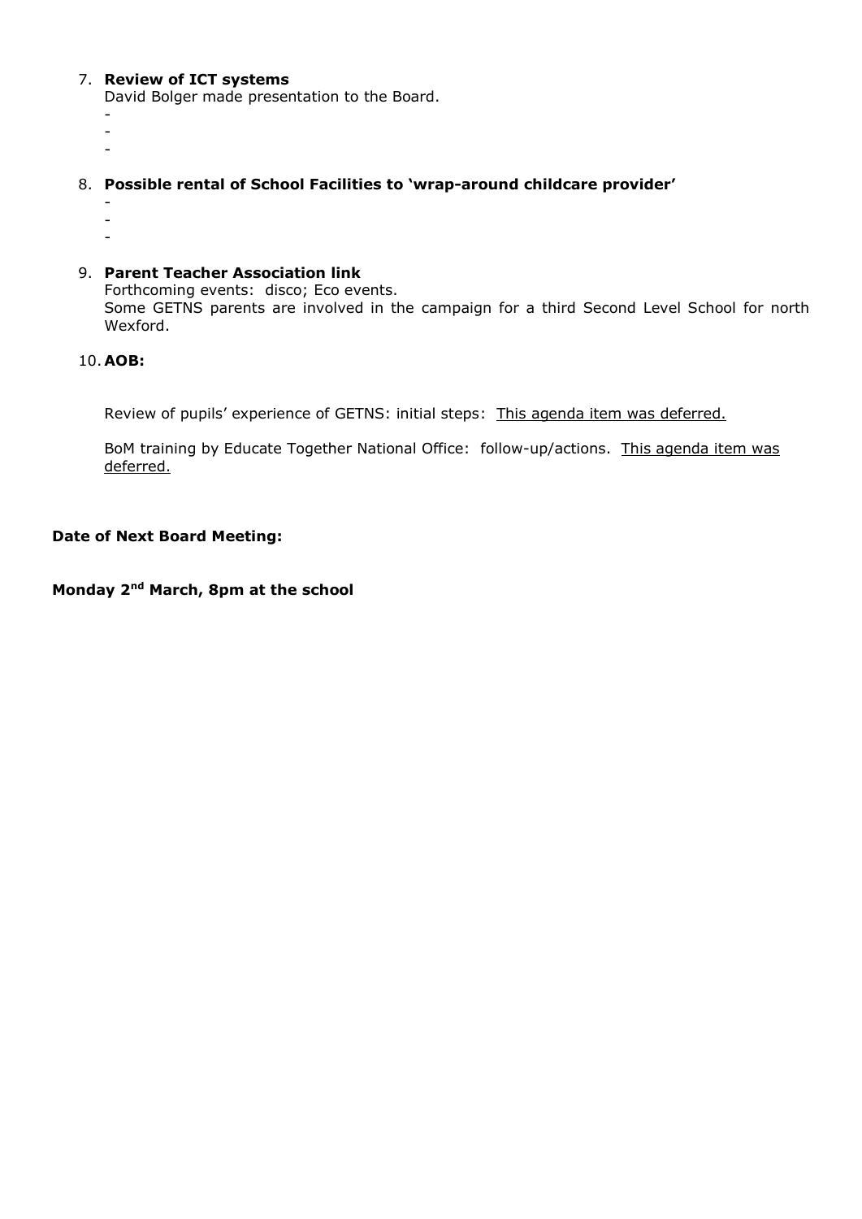7. **Review of ICT systems**

   David Bolger made presentation to the Board.

   -
   -
   -

8. **Possible rental of School Facilities to 'wrap-around childcare provider'**

   -
   -
   -

9. **Parent Teacher Association link**

   Forthcoming events: disco; Eco events.

   Some GETNS parents are involved in the campaign for a third Second Level School for north Wexford.

10. **AOB:**

    Review of pupils' experience of GETNS: initial steps: This agenda item was deferred.

    BoM training by Educate Together National Office: follow-up/actions. This agenda item was deferred.

**Date of Next Board Meeting:**

**Monday 2nd March, 8pm at the school**